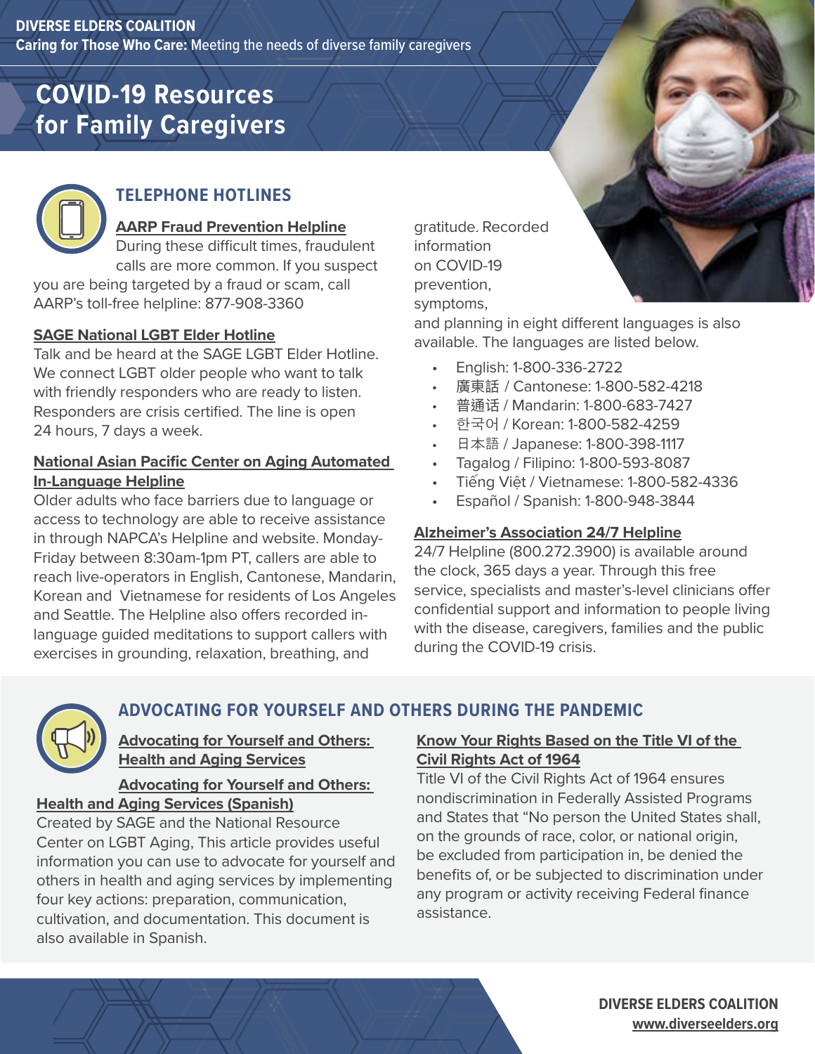**DIVERSE ELDERS COALITION**

**Caring for Those Who Care:** Meeting the needs of diverse family caregivers

# COVID-19 Resources for Family Caregivers

## TELEPHONE HOTLINES

**AARP Fraud Prevention Helpline**

During these difficult times, fraudulent calls are more common. If you suspect you are being targeted by a fraud or scam, call AARP's toll-free helpline: 877-908-3360

**SAGE National LGBT Elder Hotline**

Talk and be heard at the SAGE LGBT Elder Hotline. We connect LGBT older people who want to talk with friendly responders who are ready to listen. Responders are crisis certified. The line is open 24 hours, 7 days a week.

**National Asian Pacific Center on Aging Automated In-Language Helpline**

Older adults who face barriers due to language or access to technology are able to receive assistance in through NAPCA's Helpline and website. Monday-Friday between 8:30am-1pm PT, callers are able to reach live-operators in English, Cantonese, Mandarin, Korean and Vietnamese for residents of Los Angeles and Seattle. The Helpline also offers recorded in-language guided meditations to support callers with exercises in grounding, relaxation, breathing, and gratitude. Recorded information on COVID-19 prevention, symptoms, and planning in eight different languages is also available. The languages are listed below.

- English: 1-800-336-2722
- 廣東話 / Cantonese: 1-800-582-4218
- 普通话 / Mandarin: 1-800-683-7427
- 한국어 / Korean: 1-800-582-4259
- 日本語 / Japanese: 1-800-398-1117
- Tagalog / Filipino: 1-800-593-8087
- Tiếng Việt / Vietnamese: 1-800-582-4336
- Español / Spanish: 1-800-948-3844

**Alzheimer's Association 24/7 Helpline**

24/7 Helpline (800.272.3900) is available around the clock, 365 days a year. Through this free service, specialists and master's-level clinicians offer confidential support and information to people living with the disease, caregivers, families and the public during the COVID-19 crisis.

## ADVOCATING FOR YOURSELF AND OTHERS DURING THE PANDEMIC

**Advocating for Yourself and Others: Health and Aging Services**

**Advocating for Yourself and Others: Health and Aging Services (Spanish)**

Created by SAGE and the National Resource Center on LGBT Aging, This article provides useful information you can use to advocate for yourself and others in health and aging services by implementing four key actions: preparation, communication, cultivation, and documentation. This document is also available in Spanish.

**Know Your Rights Based on the Title VI of the Civil Rights Act of 1964**

Title VI of the Civil Rights Act of 1964 ensures nondiscrimination in Federally Assisted Programs and States that "No person the United States shall, on the grounds of race, color, or national origin, be excluded from participation in, be denied the benefits of, or be subjected to discrimination under any program or activity receiving Federal finance assistance.

**DIVERSE ELDERS COALITION**
www.diverseelders.org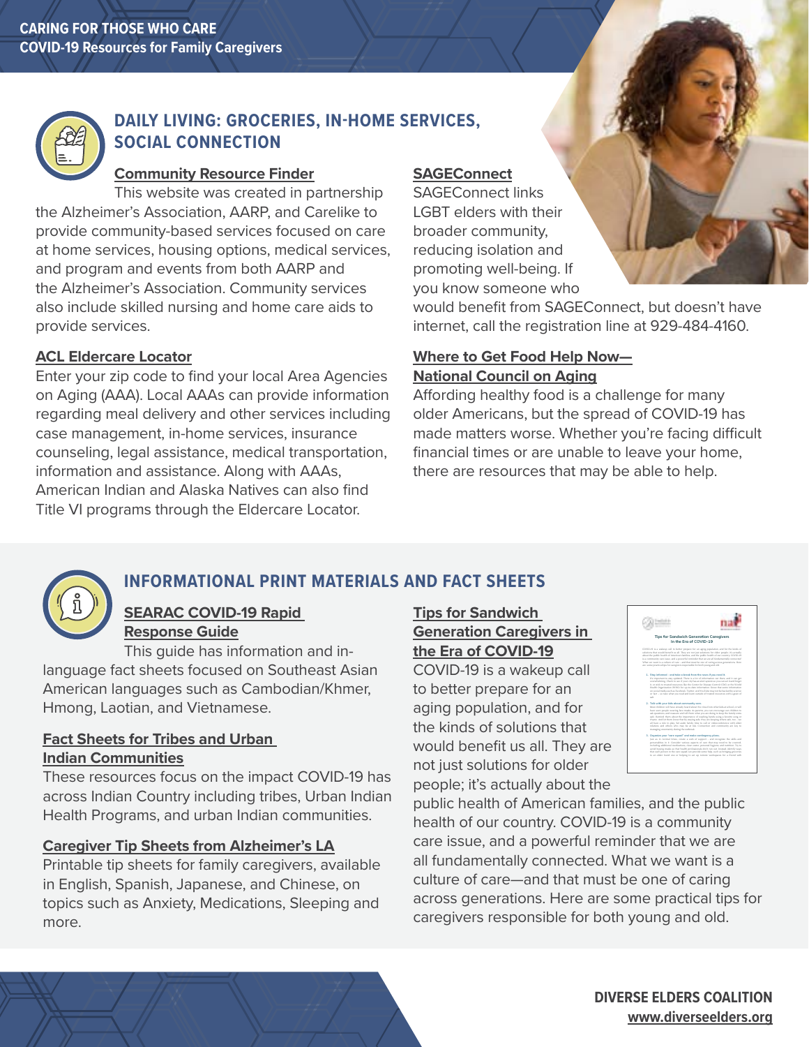## DAILY LIVING: GROCERIES, IN-HOME SERVICES, SOCIAL CONNECTION

### Community Resource Finder

This website was created in partnership the Alzheimer's Association, AARP, and Carelike to provide community-based services focused on care at home services, housing options, medical services, and program and events from both AARP and the Alzheimer's Association. Community services also include skilled nursing and home care aids to provide services.

### ACL Eldercare Locator

Enter your zip code to find your local Area Agencies on Aging (AAA). Local AAAs can provide information regarding meal delivery and other services including case management, in-home services, insurance counseling, legal assistance, medical transportation, information and assistance. Along with AAAs, American Indian and Alaska Natives can also find Title VI programs through the Eldercare Locator.

### SAGEConnect

SAGEConnect links LGBT elders with their broader community, reducing isolation and promoting well-being. If you know someone who would benefit from SAGEConnect, but doesn't have internet, call the registration line at 929-484-4160.

### Where to Get Food Help Now—National Council on Aging

Affording healthy food is a challenge for many older Americans, but the spread of COVID-19 has made matters worse. Whether you're facing difficult financial times or are unable to leave your home, there are resources that may be able to help.

## INFORMATIONAL PRINT MATERIALS AND FACT SHEETS

### SEARAC COVID-19 Rapid Response Guide

This guide has information and in-language fact sheets focused on Southeast Asian American languages such as Cambodian/Khmer, Hmong, Laotian, and Vietnamese.

### Fact Sheets for Tribes and Urban Indian Communities

These resources focus on the impact COVID-19 has across Indian Country including tribes, Urban Indian Health Programs, and urban Indian communities.

### Caregiver Tip Sheets from Alzheimer's LA

Printable tip sheets for family caregivers, available in English, Spanish, Japanese, and Chinese, on topics such as Anxiety, Medications, Sleeping and more.

### Tips for Sandwich Generation Caregivers in the Era of COVID-19

COVID-19 is a wakeup call to better prepare for an aging population, and for the kinds of solutions that would benefit us all. They are not just solutions for older people; it's actually about the public health of American families, and the public health of our country. COVID-19 is a community care issue, and a powerful reminder that we are all fundamentally connected. What we want is a culture of care—and that must be one of caring across generations. Here are some practical tips for caregivers responsible for both young and old.

**DIVERSE ELDERS COALITION**
www.diverseelders.org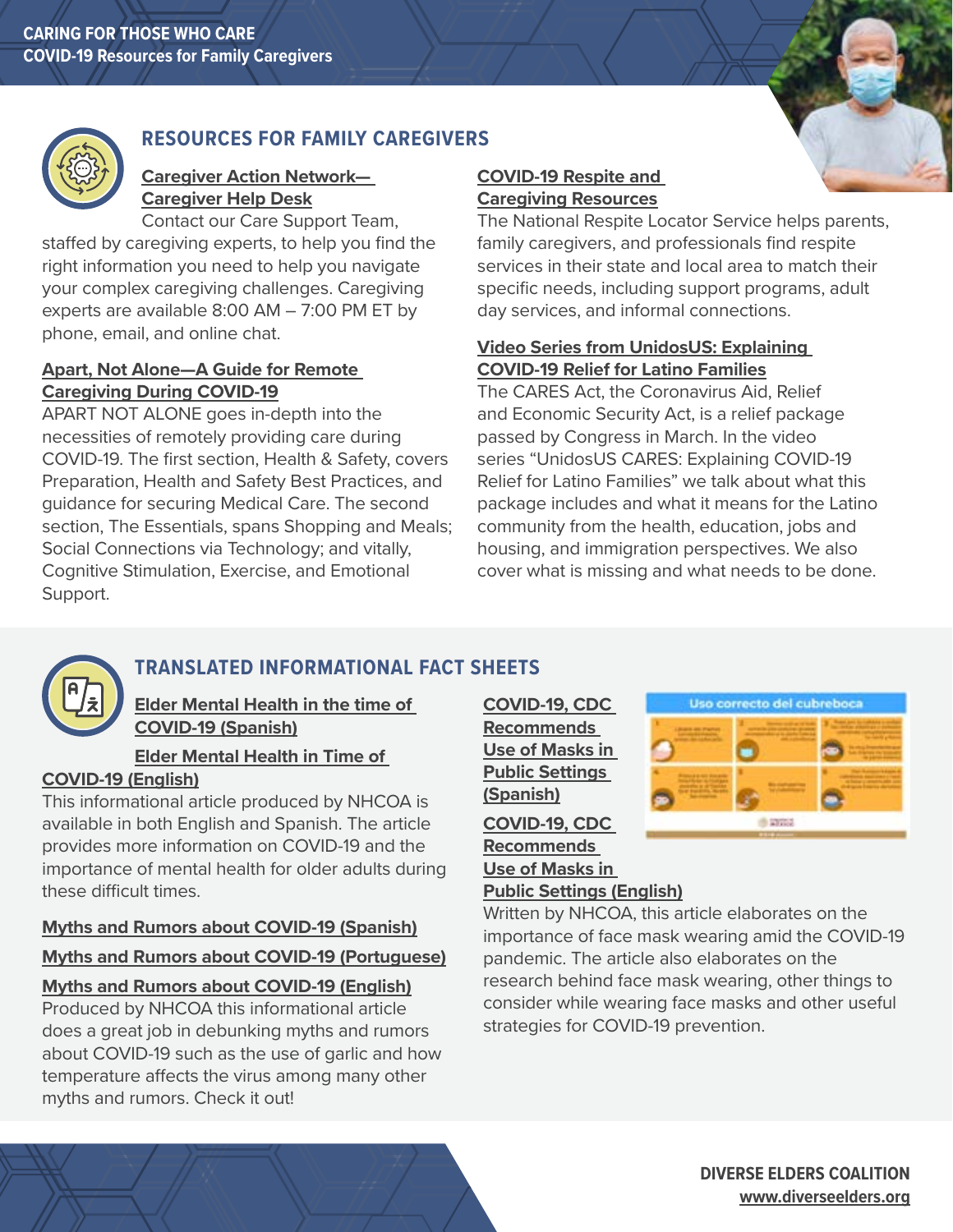## RESOURCES FOR FAMILY CAREGIVERS

**Caregiver Action Network— Caregiver Help Desk**

Contact our Care Support Team, staffed by caregiving experts, to help you find the right information you need to help you navigate your complex caregiving challenges. Caregiving experts are available 8:00 AM – 7:00 PM ET by phone, email, and online chat.

**Apart, Not Alone—A Guide for Remote Caregiving During COVID-19**

APART NOT ALONE goes in-depth into the necessities of remotely providing care during COVID-19. The first section, Health & Safety, covers Preparation, Health and Safety Best Practices, and guidance for securing Medical Care. The second section, The Essentials, spans Shopping and Meals; Social Connections via Technology; and vitally, Cognitive Stimulation, Exercise, and Emotional Support.

**COVID-19 Respite and Caregiving Resources**

The National Respite Locator Service helps parents, family caregivers, and professionals find respite services in their state and local area to match their specific needs, including support programs, adult day services, and informal connections.

**Video Series from UnidosUS: Explaining COVID-19 Relief for Latino Families**

The CARES Act, the Coronavirus Aid, Relief and Economic Security Act, is a relief package passed by Congress in March. In the video series "UnidosUS CARES: Explaining COVID-19 Relief for Latino Families" we talk about what this package includes and what it means for the Latino community from the health, education, jobs and housing, and immigration perspectives. We also cover what is missing and what needs to be done.

## TRANSLATED INFORMATIONAL FACT SHEETS

**Elder Mental Health in the time of COVID-19 (Spanish)**

**Elder Mental Health in Time of COVID-19 (English)**

This informational article produced by NHCOA is available in both English and Spanish. The article provides more information on COVID-19 and the importance of mental health for older adults during these difficult times.

**Myths and Rumors about COVID-19 (Spanish)**

**Myths and Rumors about COVID-19 (Portuguese)**

**Myths and Rumors about COVID-19 (English)**

Produced by NHCOA this informational article does a great job in debunking myths and rumors about COVID-19 such as the use of garlic and how temperature affects the virus among many other myths and rumors. Check it out!

**COVID-19, CDC Recommends Use of Masks in Public Settings (Spanish)**

**COVID-19, CDC Recommends Use of Masks in Public Settings (English)**

Written by NHCOA, this article elaborates on the importance of face mask wearing amid the COVID-19 pandemic. The article also elaborates on the research behind face mask wearing, other things to consider while wearing face masks and other useful strategies for COVID-19 prevention.

DIVERSE ELDERS COALITION
www.diverseelders.org